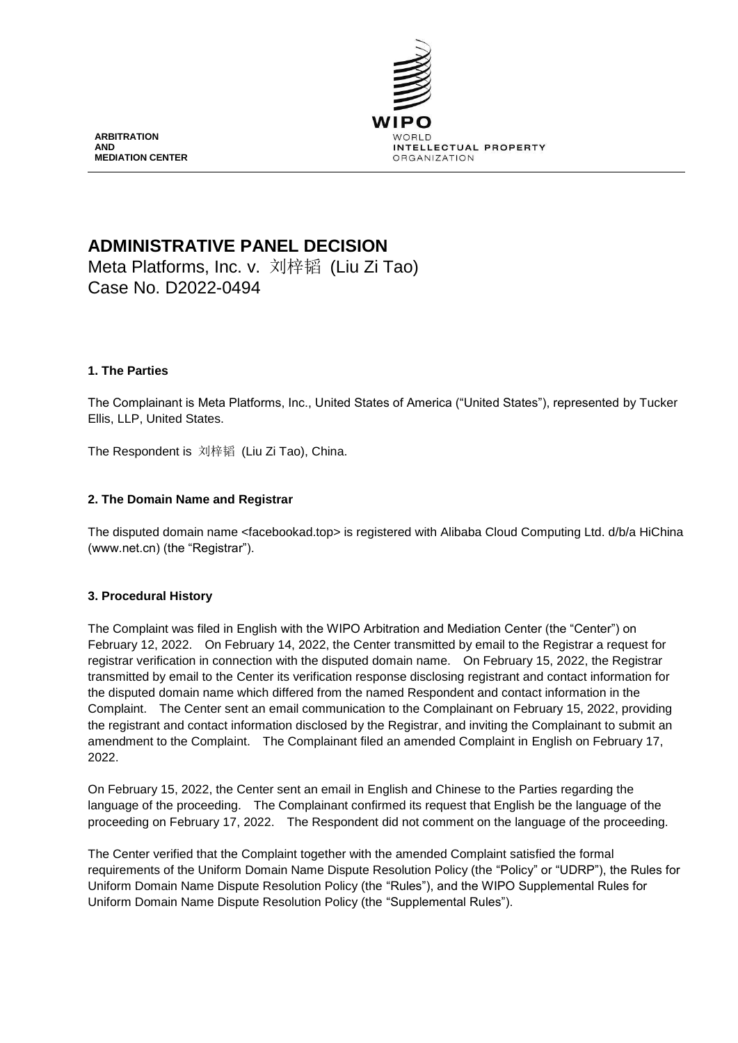ARBITRATION
AND
MEDIATION CENTER

WIPO
WORLD
INTELLECTUAL PROPERTY
ORGANIZATION

# ADMINISTRATIVE PANEL DECISION

Meta Platforms, Inc. v. 刘梓韬 (Liu Zi Tao)
Case No. D2022-0494

## 1. The Parties

The Complainant is Meta Platforms, Inc., United States of America ("United States"), represented by Tucker Ellis, LLP, United States.

The Respondent is 刘梓韬 (Liu Zi Tao), China.

## 2. The Domain Name and Registrar

The disputed domain name <facebookad.top> is registered with Alibaba Cloud Computing Ltd. d/b/a HiChina (www.net.cn) (the "Registrar").

## 3. Procedural History

The Complaint was filed in English with the WIPO Arbitration and Mediation Center (the "Center") on February 12, 2022. On February 14, 2022, the Center transmitted by email to the Registrar a request for registrar verification in connection with the disputed domain name. On February 15, 2022, the Registrar transmitted by email to the Center its verification response disclosing registrant and contact information for the disputed domain name which differed from the named Respondent and contact information in the Complaint. The Center sent an email communication to the Complainant on February 15, 2022, providing the registrant and contact information disclosed by the Registrar, and inviting the Complainant to submit an amendment to the Complaint. The Complainant filed an amended Complaint in English on February 17, 2022.

On February 15, 2022, the Center sent an email in English and Chinese to the Parties regarding the language of the proceeding. The Complainant confirmed its request that English be the language of the proceeding on February 17, 2022. The Respondent did not comment on the language of the proceeding.

The Center verified that the Complaint together with the amended Complaint satisfied the formal requirements of the Uniform Domain Name Dispute Resolution Policy (the "Policy" or "UDRP"), the Rules for Uniform Domain Name Dispute Resolution Policy (the "Rules"), and the WIPO Supplemental Rules for Uniform Domain Name Dispute Resolution Policy (the "Supplemental Rules").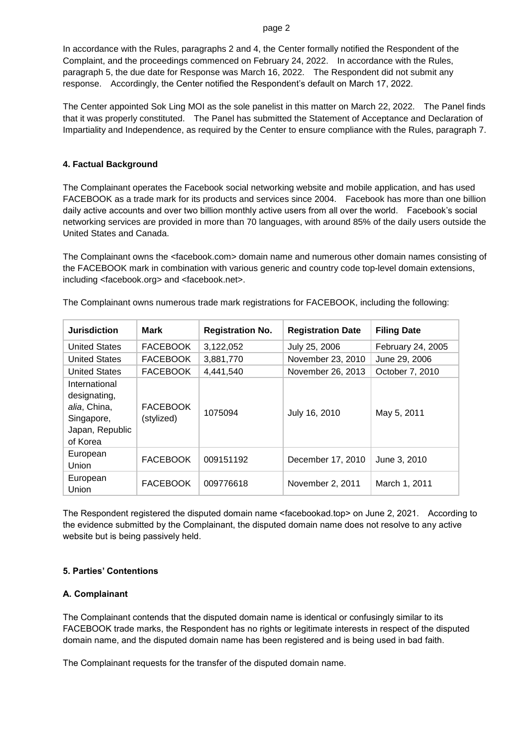In accordance with the Rules, paragraphs 2 and 4, the Center formally notified the Respondent of the Complaint, and the proceedings commenced on February 24, 2022. In accordance with the Rules, paragraph 5, the due date for Response was March 16, 2022. The Respondent did not submit any response. Accordingly, the Center notified the Respondent's default on March 17, 2022.

The Center appointed Sok Ling MOI as the sole panelist in this matter on March 22, 2022. The Panel finds that it was properly constituted. The Panel has submitted the Statement of Acceptance and Declaration of Impartiality and Independence, as required by the Center to ensure compliance with the Rules, paragraph 7.

## 4. Factual Background

The Complainant operates the Facebook social networking website and mobile application, and has used FACEBOOK as a trade mark for its products and services since 2004. Facebook has more than one billion daily active accounts and over two billion monthly active users from all over the world. Facebook's social networking services are provided in more than 70 languages, with around 85% of the daily users outside the United States and Canada.

The Complainant owns the <facebook.com> domain name and numerous other domain names consisting of the FACEBOOK mark in combination with various generic and country code top-level domain extensions, including <facebook.org> and <facebook.net>.

The Complainant owns numerous trade mark registrations for FACEBOOK, including the following:

| Jurisdiction | Mark | Registration No. | Registration Date | Filing Date |
|---|---|---|---|---|
| United States | FACEBOOK | 3,122,052 | July 25, 2006 | February 24, 2005 |
| United States | FACEBOOK | 3,881,770 | November 23, 2010 | June 29, 2006 |
| United States | FACEBOOK | 4,441,540 | November 26, 2013 | October 7, 2010 |
| International designating, *alia*, China, Singapore, Japan, Republic of Korea | FACEBOOK (stylized) | 1075094 | July 16, 2010 | May 5, 2011 |
| European Union | FACEBOOK | 009151192 | December 17, 2010 | June 3, 2010 |
| European Union | FACEBOOK | 009776618 | November 2, 2011 | March 1, 2011 |

The Respondent registered the disputed domain name <facebookad.top> on June 2, 2021. According to the evidence submitted by the Complainant, the disputed domain name does not resolve to any active website but is being passively held.

## 5. Parties' Contentions

### A. Complainant

The Complainant contends that the disputed domain name is identical or confusingly similar to its FACEBOOK trade marks, the Respondent has no rights or legitimate interests in respect of the disputed domain name, and the disputed domain name has been registered and is being used in bad faith.

The Complainant requests for the transfer of the disputed domain name.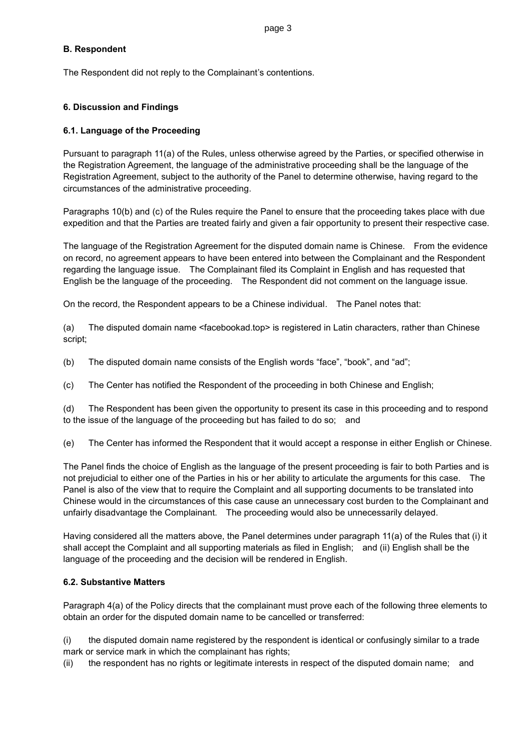### B. Respondent

The Respondent did not reply to the Complainant's contentions.

## 6. Discussion and Findings

### 6.1. Language of the Proceeding

Pursuant to paragraph 11(a) of the Rules, unless otherwise agreed by the Parties, or specified otherwise in the Registration Agreement, the language of the administrative proceeding shall be the language of the Registration Agreement, subject to the authority of the Panel to determine otherwise, having regard to the circumstances of the administrative proceeding.

Paragraphs 10(b) and (c) of the Rules require the Panel to ensure that the proceeding takes place with due expedition and that the Parties are treated fairly and given a fair opportunity to present their respective case.

The language of the Registration Agreement for the disputed domain name is Chinese. From the evidence on record, no agreement appears to have been entered into between the Complainant and the Respondent regarding the language issue. The Complainant filed its Complaint in English and has requested that English be the language of the proceeding. The Respondent did not comment on the language issue.

On the record, the Respondent appears to be a Chinese individual. The Panel notes that:

(a) The disputed domain name <facebookad.top> is registered in Latin characters, rather than Chinese script;

(b) The disputed domain name consists of the English words "face", "book", and "ad";

(c) The Center has notified the Respondent of the proceeding in both Chinese and English;

(d) The Respondent has been given the opportunity to present its case in this proceeding and to respond to the issue of the language of the proceeding but has failed to do so; and

(e) The Center has informed the Respondent that it would accept a response in either English or Chinese.

The Panel finds the choice of English as the language of the present proceeding is fair to both Parties and is not prejudicial to either one of the Parties in his or her ability to articulate the arguments for this case. The Panel is also of the view that to require the Complaint and all supporting documents to be translated into Chinese would in the circumstances of this case cause an unnecessary cost burden to the Complainant and unfairly disadvantage the Complainant. The proceeding would also be unnecessarily delayed.

Having considered all the matters above, the Panel determines under paragraph 11(a) of the Rules that (i) it shall accept the Complaint and all supporting materials as filed in English; and (ii) English shall be the language of the proceeding and the decision will be rendered in English.

### 6.2. Substantive Matters

Paragraph 4(a) of the Policy directs that the complainant must prove each of the following three elements to obtain an order for the disputed domain name to be cancelled or transferred:

(i) the disputed domain name registered by the respondent is identical or confusingly similar to a trade mark or service mark in which the complainant has rights;
(ii) the respondent has no rights or legitimate interests in respect of the disputed domain name; and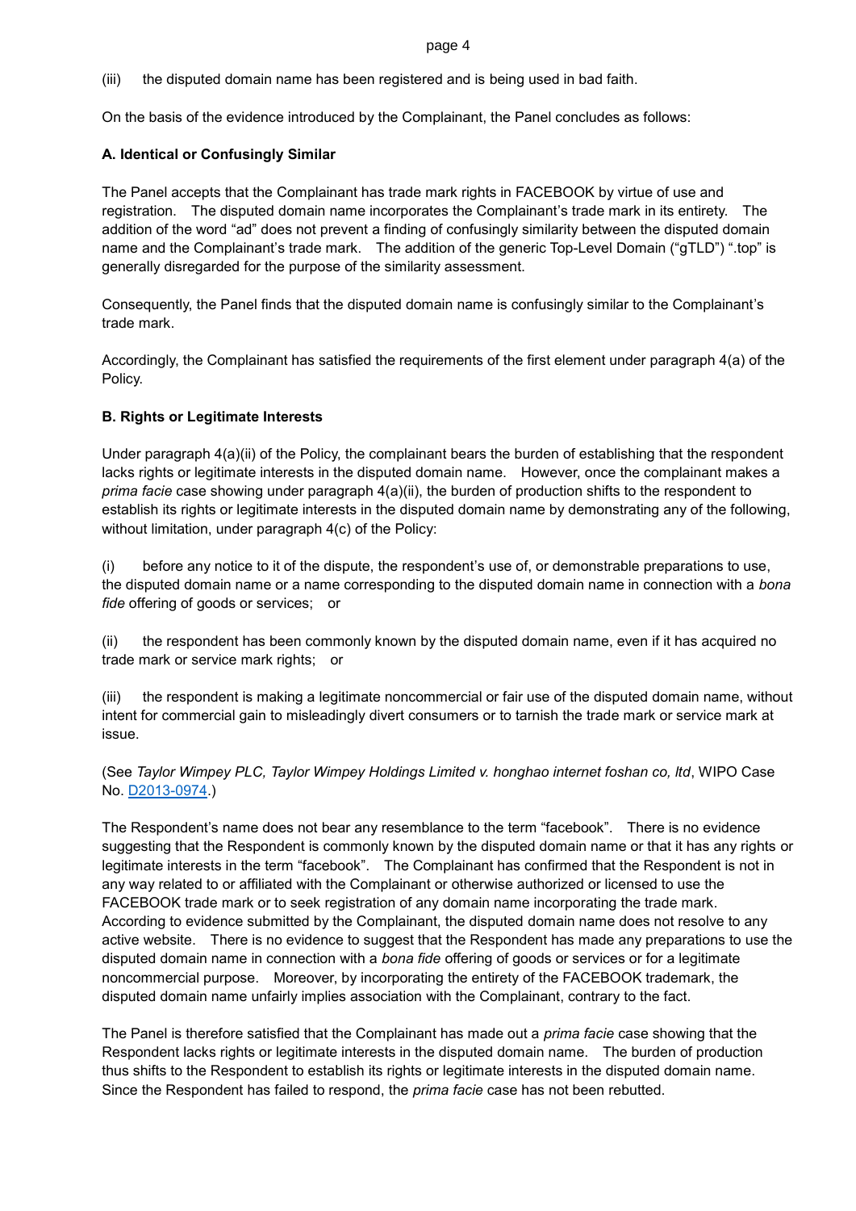(iii) the disputed domain name has been registered and is being used in bad faith.

On the basis of the evidence introduced by the Complainant, the Panel concludes as follows:

**A. Identical or Confusingly Similar**

The Panel accepts that the Complainant has trade mark rights in FACEBOOK by virtue of use and registration. The disputed domain name incorporates the Complainant's trade mark in its entirety. The addition of the word "ad" does not prevent a finding of confusingly similarity between the disputed domain name and the Complainant's trade mark. The addition of the generic Top-Level Domain ("gTLD") ".top" is generally disregarded for the purpose of the similarity assessment.

Consequently, the Panel finds that the disputed domain name is confusingly similar to the Complainant's trade mark.

Accordingly, the Complainant has satisfied the requirements of the first element under paragraph 4(a) of the Policy.

**B. Rights or Legitimate Interests**

Under paragraph 4(a)(ii) of the Policy, the complainant bears the burden of establishing that the respondent lacks rights or legitimate interests in the disputed domain name. However, once the complainant makes a *prima facie* case showing under paragraph 4(a)(ii), the burden of production shifts to the respondent to establish its rights or legitimate interests in the disputed domain name by demonstrating any of the following, without limitation, under paragraph 4(c) of the Policy:

(i) before any notice to it of the dispute, the respondent's use of, or demonstrable preparations to use, the disputed domain name or a name corresponding to the disputed domain name in connection with a *bona fide* offering of goods or services; or

(ii) the respondent has been commonly known by the disputed domain name, even if it has acquired no trade mark or service mark rights; or

(iii) the respondent is making a legitimate noncommercial or fair use of the disputed domain name, without intent for commercial gain to misleadingly divert consumers or to tarnish the trade mark or service mark at issue.

(See *Taylor Wimpey PLC, Taylor Wimpey Holdings Limited v. honghao internet foshan co, ltd*, WIPO Case No. D2013-0974.)

The Respondent's name does not bear any resemblance to the term "facebook". There is no evidence suggesting that the Respondent is commonly known by the disputed domain name or that it has any rights or legitimate interests in the term "facebook". The Complainant has confirmed that the Respondent is not in any way related to or affiliated with the Complainant or otherwise authorized or licensed to use the FACEBOOK trade mark or to seek registration of any domain name incorporating the trade mark. According to evidence submitted by the Complainant, the disputed domain name does not resolve to any active website. There is no evidence to suggest that the Respondent has made any preparations to use the disputed domain name in connection with a *bona fide* offering of goods or services or for a legitimate noncommercial purpose. Moreover, by incorporating the entirety of the FACEBOOK trademark, the disputed domain name unfairly implies association with the Complainant, contrary to the fact.

The Panel is therefore satisfied that the Complainant has made out a *prima facie* case showing that the Respondent lacks rights or legitimate interests in the disputed domain name. The burden of production thus shifts to the Respondent to establish its rights or legitimate interests in the disputed domain name. Since the Respondent has failed to respond, the *prima facie* case has not been rebutted.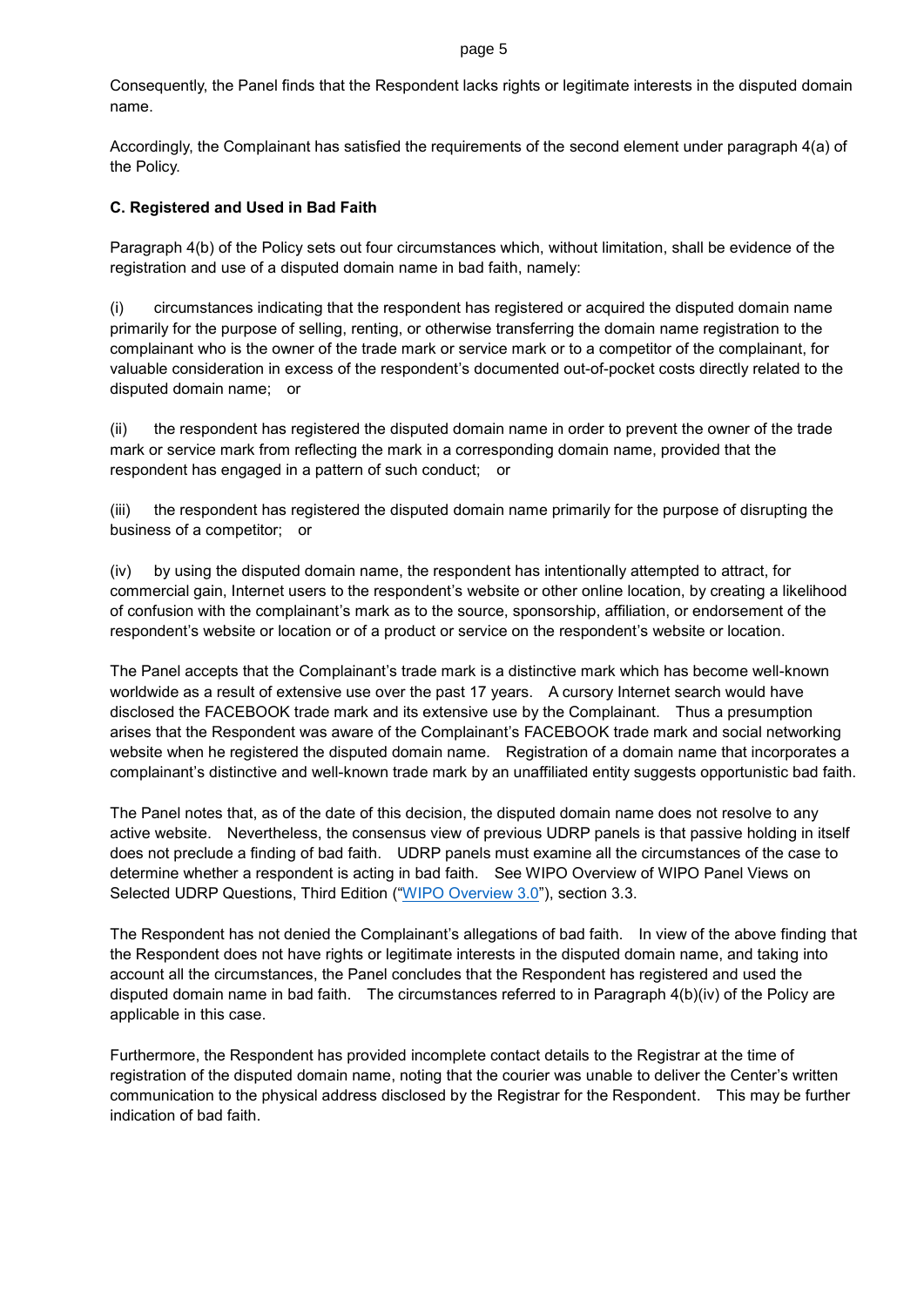Consequently, the Panel finds that the Respondent lacks rights or legitimate interests in the disputed domain name.

Accordingly, the Complainant has satisfied the requirements of the second element under paragraph 4(a) of the Policy.

### C. Registered and Used in Bad Faith

Paragraph 4(b) of the Policy sets out four circumstances which, without limitation, shall be evidence of the registration and use of a disputed domain name in bad faith, namely:

(i) circumstances indicating that the respondent has registered or acquired the disputed domain name primarily for the purpose of selling, renting, or otherwise transferring the domain name registration to the complainant who is the owner of the trade mark or service mark or to a competitor of the complainant, for valuable consideration in excess of the respondent's documented out-of-pocket costs directly related to the disputed domain name; or

(ii) the respondent has registered the disputed domain name in order to prevent the owner of the trade mark or service mark from reflecting the mark in a corresponding domain name, provided that the respondent has engaged in a pattern of such conduct; or

(iii) the respondent has registered the disputed domain name primarily for the purpose of disrupting the business of a competitor; or

(iv) by using the disputed domain name, the respondent has intentionally attempted to attract, for commercial gain, Internet users to the respondent's website or other online location, by creating a likelihood of confusion with the complainant's mark as to the source, sponsorship, affiliation, or endorsement of the respondent's website or location or of a product or service on the respondent's website or location.

The Panel accepts that the Complainant's trade mark is a distinctive mark which has become well-known worldwide as a result of extensive use over the past 17 years. A cursory Internet search would have disclosed the FACEBOOK trade mark and its extensive use by the Complainant. Thus a presumption arises that the Respondent was aware of the Complainant's FACEBOOK trade mark and social networking website when he registered the disputed domain name. Registration of a domain name that incorporates a complainant's distinctive and well-known trade mark by an unaffiliated entity suggests opportunistic bad faith.

The Panel notes that, as of the date of this decision, the disputed domain name does not resolve to any active website. Nevertheless, the consensus view of previous UDRP panels is that passive holding in itself does not preclude a finding of bad faith. UDRP panels must examine all the circumstances of the case to determine whether a respondent is acting in bad faith. See WIPO Overview of WIPO Panel Views on Selected UDRP Questions, Third Edition ("WIPO Overview 3.0"), section 3.3.

The Respondent has not denied the Complainant's allegations of bad faith. In view of the above finding that the Respondent does not have rights or legitimate interests in the disputed domain name, and taking into account all the circumstances, the Panel concludes that the Respondent has registered and used the disputed domain name in bad faith. The circumstances referred to in Paragraph 4(b)(iv) of the Policy are applicable in this case.

Furthermore, the Respondent has provided incomplete contact details to the Registrar at the time of registration of the disputed domain name, noting that the courier was unable to deliver the Center's written communication to the physical address disclosed by the Registrar for the Respondent. This may be further indication of bad faith.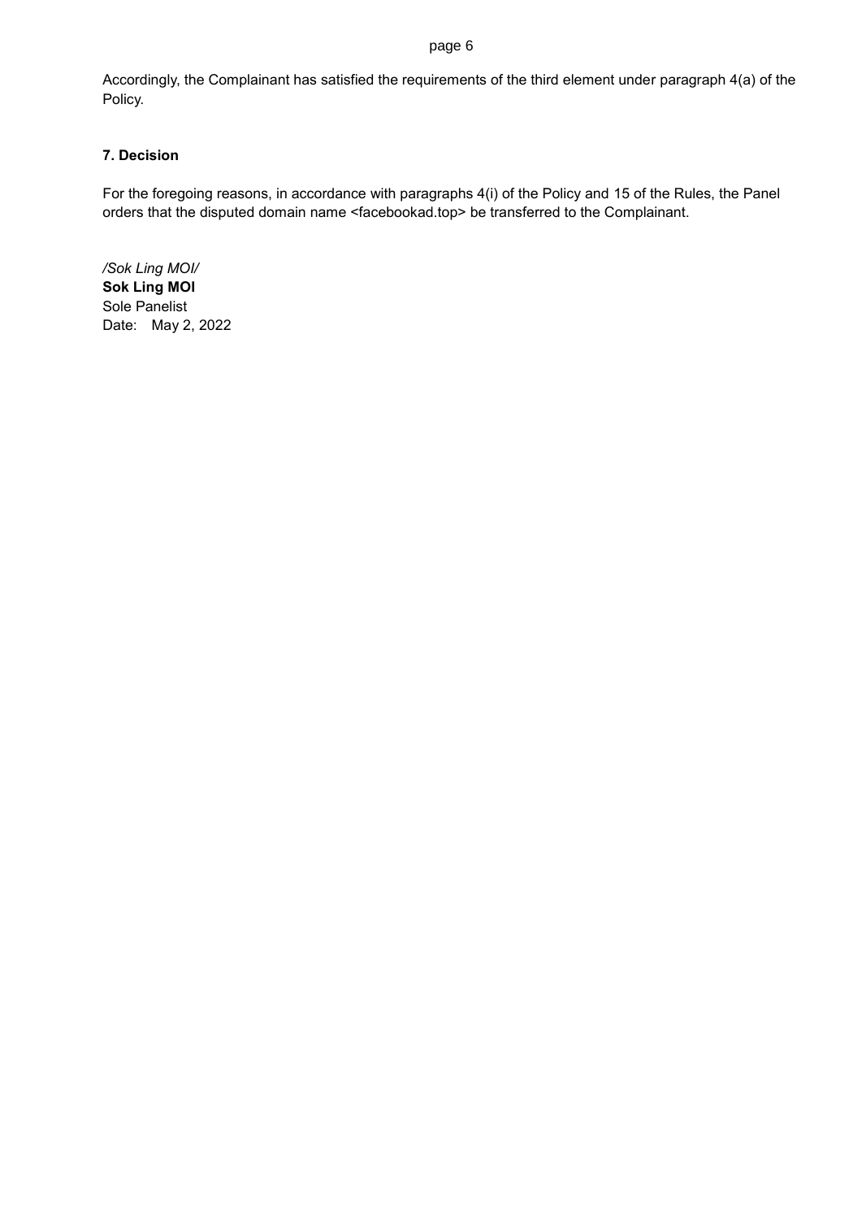Accordingly, the Complainant has satisfied the requirements of the third element under paragraph 4(a) of the Policy.

## 7. Decision

For the foregoing reasons, in accordance with paragraphs 4(i) of the Policy and 15 of the Rules, the Panel orders that the disputed domain name <facebookad.top> be transferred to the Complainant.

*/Sok Ling MOI/*
**Sok Ling MOI**
Sole Panelist
Date: May 2, 2022